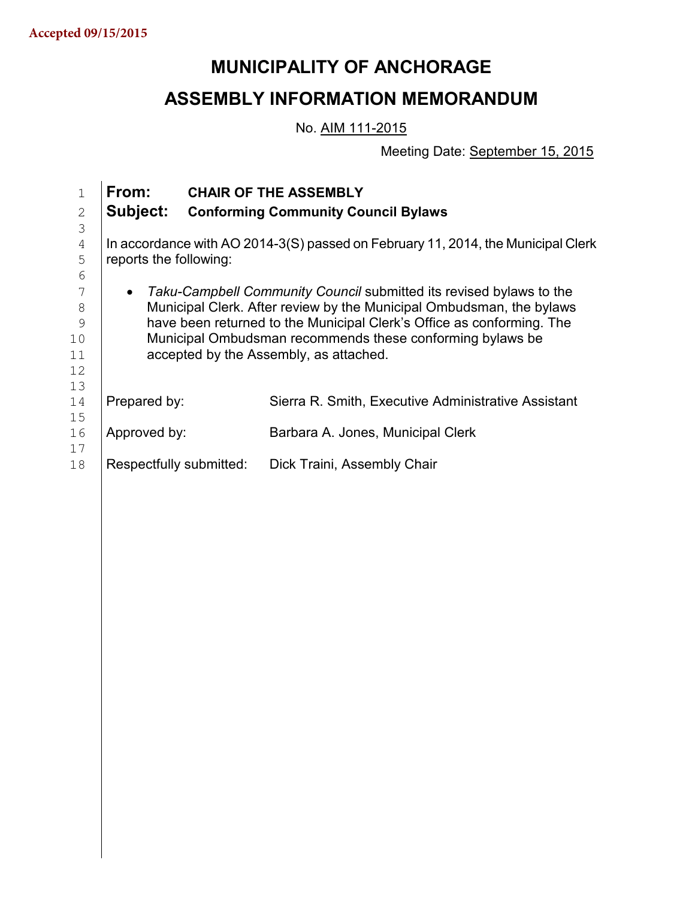Accepted 09/15/2015

# MUNICIPALITY OF ANCHORAGE

## ASSEMBLY INFORMATION MEMORANDUM

No. AIM 111-2015

Meeting Date: September 15, 2015

**From:** **CHAIR OF THE ASSEMBLY**

**Subject:** **Conforming Community Council Bylaws**

In accordance with AO 2014-3(S) passed on February 11, 2014, the Municipal Clerk reports the following:

- *Taku-Campbell Community Council* submitted its revised bylaws to the Municipal Clerk. After review by the Municipal Ombudsman, the bylaws have been returned to the Municipal Clerk's Office as conforming. The Municipal Ombudsman recommends these conforming bylaws be accepted by the Assembly, as attached.

Prepared by: Sierra R. Smith, Executive Administrative Assistant

Approved by: Barbara A. Jones, Municipal Clerk

Respectfully submitted: Dick Traini, Assembly Chair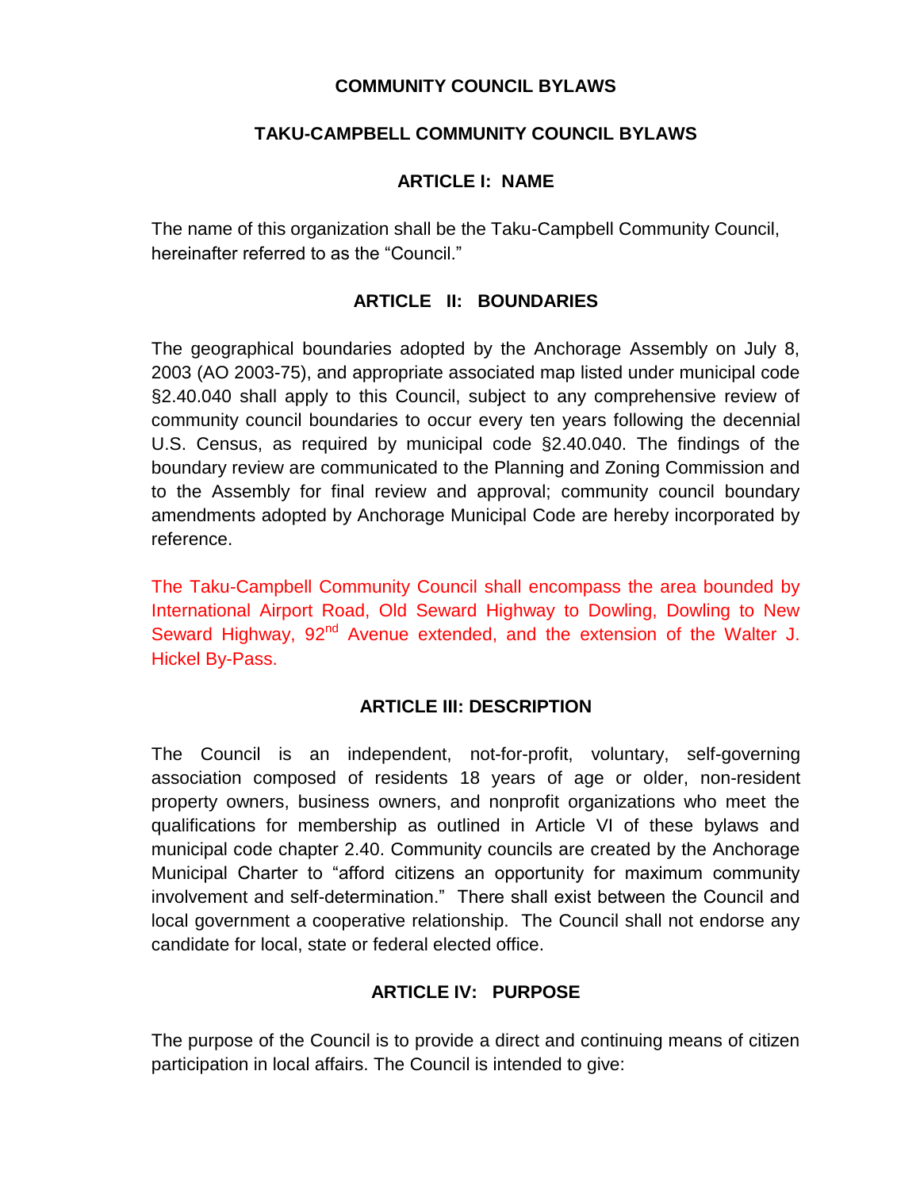# COMMUNITY COUNCIL BYLAWS

## TAKU-CAMPBELL COMMUNITY COUNCIL BYLAWS

### ARTICLE I: NAME

The name of this organization shall be the Taku-Campbell Community Council, hereinafter referred to as the "Council."

### ARTICLE II: BOUNDARIES

The geographical boundaries adopted by the Anchorage Assembly on July 8, 2003 (AO 2003-75), and appropriate associated map listed under municipal code §2.40.040 shall apply to this Council, subject to any comprehensive review of community council boundaries to occur every ten years following the decennial U.S. Census, as required by municipal code §2.40.040. The findings of the boundary review are communicated to the Planning and Zoning Commission and to the Assembly for final review and approval; community council boundary amendments adopted by Anchorage Municipal Code are hereby incorporated by reference.

The Taku-Campbell Community Council shall encompass the area bounded by International Airport Road, Old Seward Highway to Dowling, Dowling to New Seward Highway, 92nd Avenue extended, and the extension of the Walter J. Hickel By-Pass.

### ARTICLE III: DESCRIPTION

The Council is an independent, not-for-profit, voluntary, self-governing association composed of residents 18 years of age or older, non-resident property owners, business owners, and nonprofit organizations who meet the qualifications for membership as outlined in Article VI of these bylaws and municipal code chapter 2.40. Community councils are created by the Anchorage Municipal Charter to "afford citizens an opportunity for maximum community involvement and self-determination." There shall exist between the Council and local government a cooperative relationship. The Council shall not endorse any candidate for local, state or federal elected office.

### ARTICLE IV: PURPOSE

The purpose of the Council is to provide a direct and continuing means of citizen participation in local affairs. The Council is intended to give: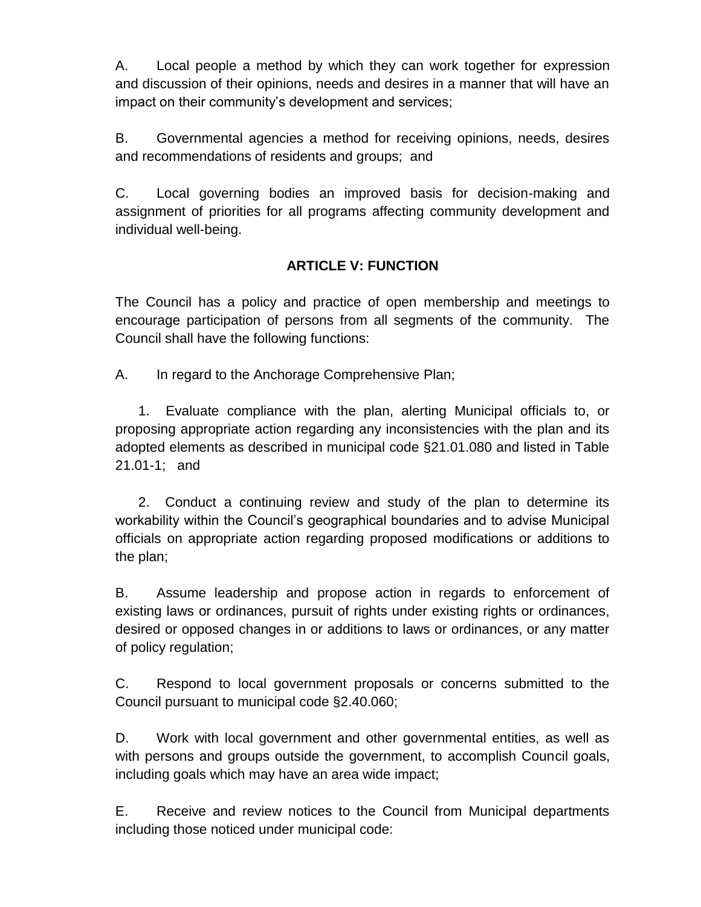A. Local people a method by which they can work together for expression and discussion of their opinions, needs and desires in a manner that will have an impact on their community's development and services;

B. Governmental agencies a method for receiving opinions, needs, desires and recommendations of residents and groups; and

C. Local governing bodies an improved basis for decision-making and assignment of priorities for all programs affecting community development and individual well-being.

## ARTICLE V: FUNCTION

The Council has a policy and practice of open membership and meetings to encourage participation of persons from all segments of the community. The Council shall have the following functions:

A. In regard to the Anchorage Comprehensive Plan;

1. Evaluate compliance with the plan, alerting Municipal officials to, or proposing appropriate action regarding any inconsistencies with the plan and its adopted elements as described in municipal code §21.01.080 and listed in Table 21.01-1; and

2. Conduct a continuing review and study of the plan to determine its workability within the Council's geographical boundaries and to advise Municipal officials on appropriate action regarding proposed modifications or additions to the plan;

B. Assume leadership and propose action in regards to enforcement of existing laws or ordinances, pursuit of rights under existing rights or ordinances, desired or opposed changes in or additions to laws or ordinances, or any matter of policy regulation;

C. Respond to local government proposals or concerns submitted to the Council pursuant to municipal code §2.40.060;

D. Work with local government and other governmental entities, as well as with persons and groups outside the government, to accomplish Council goals, including goals which may have an area wide impact;

E. Receive and review notices to the Council from Municipal departments including those noticed under municipal code: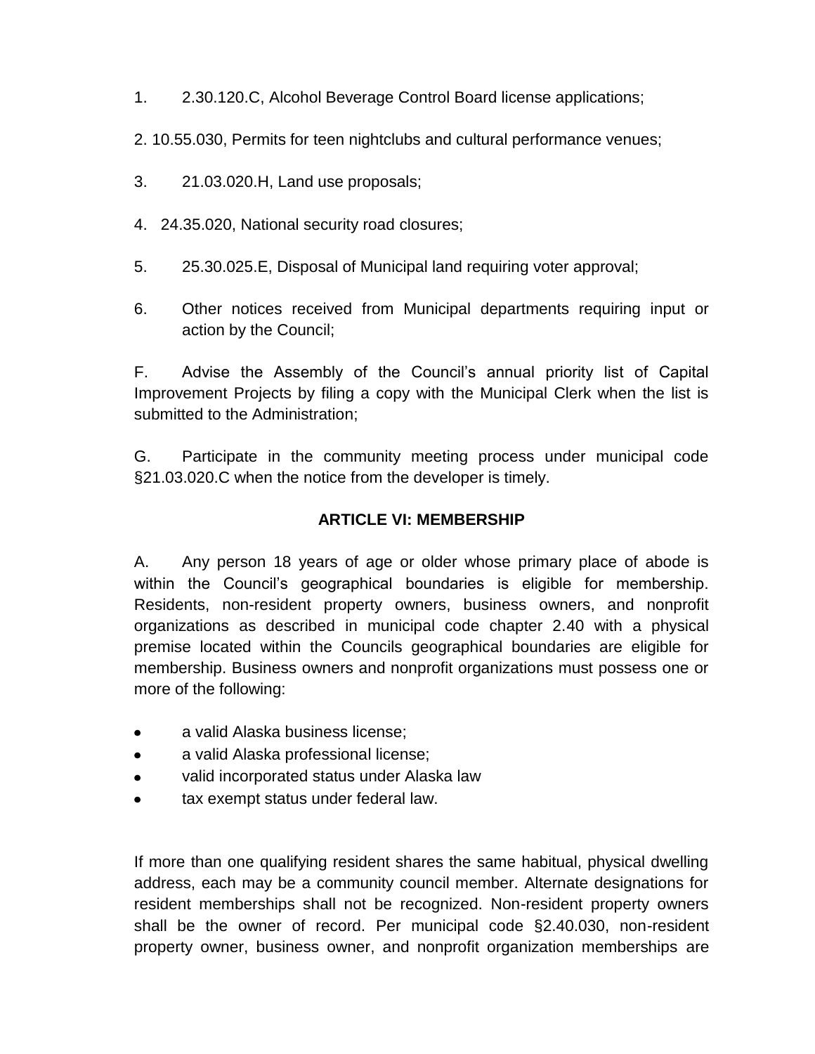1. 2.30.120.C, Alcohol Beverage Control Board license applications;

2. 10.55.030, Permits for teen nightclubs and cultural performance venues;

3. 21.03.020.H, Land use proposals;

4. 24.35.020, National security road closures;

5. 25.30.025.E, Disposal of Municipal land requiring voter approval;

6. Other notices received from Municipal departments requiring input or action by the Council;

F. Advise the Assembly of the Council's annual priority list of Capital Improvement Projects by filing a copy with the Municipal Clerk when the list is submitted to the Administration;

G. Participate in the community meeting process under municipal code §21.03.020.C when the notice from the developer is timely.

## ARTICLE VI: MEMBERSHIP

A. Any person 18 years of age or older whose primary place of abode is within the Council's geographical boundaries is eligible for membership. Residents, non-resident property owners, business owners, and nonprofit organizations as described in municipal code chapter 2.40 with a physical premise located within the Councils geographical boundaries are eligible for membership. Business owners and nonprofit organizations must possess one or more of the following:

- a valid Alaska business license;
- a valid Alaska professional license;
- valid incorporated status under Alaska law
- tax exempt status under federal law.

If more than one qualifying resident shares the same habitual, physical dwelling address, each may be a community council member. Alternate designations for resident memberships shall not be recognized. Non-resident property owners shall be the owner of record. Per municipal code §2.40.030, non-resident property owner, business owner, and nonprofit organization memberships are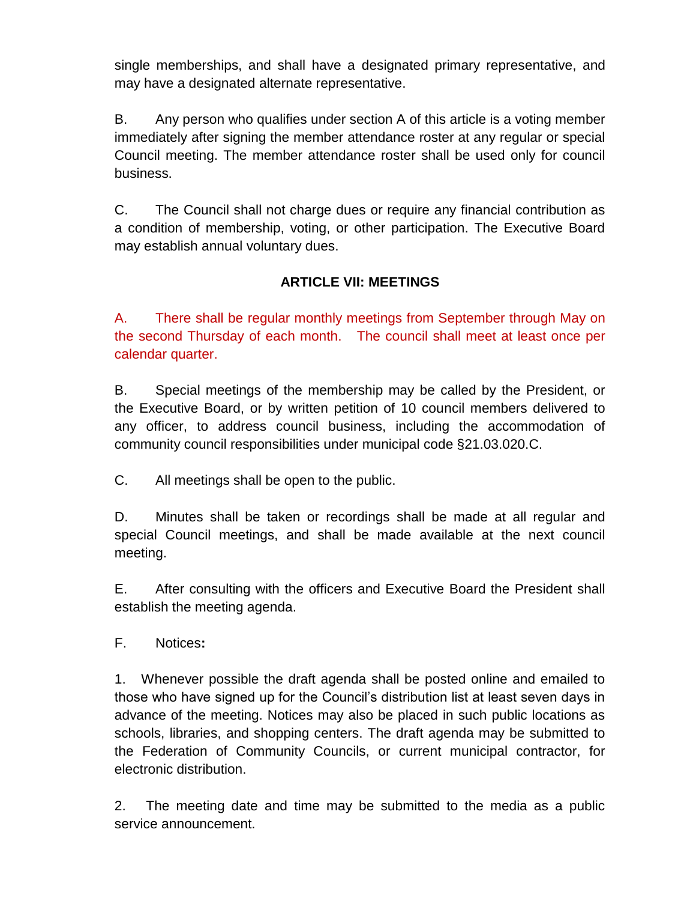single memberships, and shall have a designated primary representative, and may have a designated alternate representative.

B. Any person who qualifies under section A of this article is a voting member immediately after signing the member attendance roster at any regular or special Council meeting. The member attendance roster shall be used only for council business.

C. The Council shall not charge dues or require any financial contribution as a condition of membership, voting, or other participation. The Executive Board may establish annual voluntary dues.

## ARTICLE VII: MEETINGS

A. There shall be regular monthly meetings from September through May on the second Thursday of each month. The council shall meet at least once per calendar quarter.

B. Special meetings of the membership may be called by the President, or the Executive Board, or by written petition of 10 council members delivered to any officer, to address council business, including the accommodation of community council responsibilities under municipal code §21.03.020.C.

C. All meetings shall be open to the public.

D. Minutes shall be taken or recordings shall be made at all regular and special Council meetings, and shall be made available at the next council meeting.

E. After consulting with the officers and Executive Board the President shall establish the meeting agenda.

F. Notices**:**

1. Whenever possible the draft agenda shall be posted online and emailed to those who have signed up for the Council's distribution list at least seven days in advance of the meeting. Notices may also be placed in such public locations as schools, libraries, and shopping centers. The draft agenda may be submitted to the Federation of Community Councils, or current municipal contractor, for electronic distribution.

2. The meeting date and time may be submitted to the media as a public service announcement.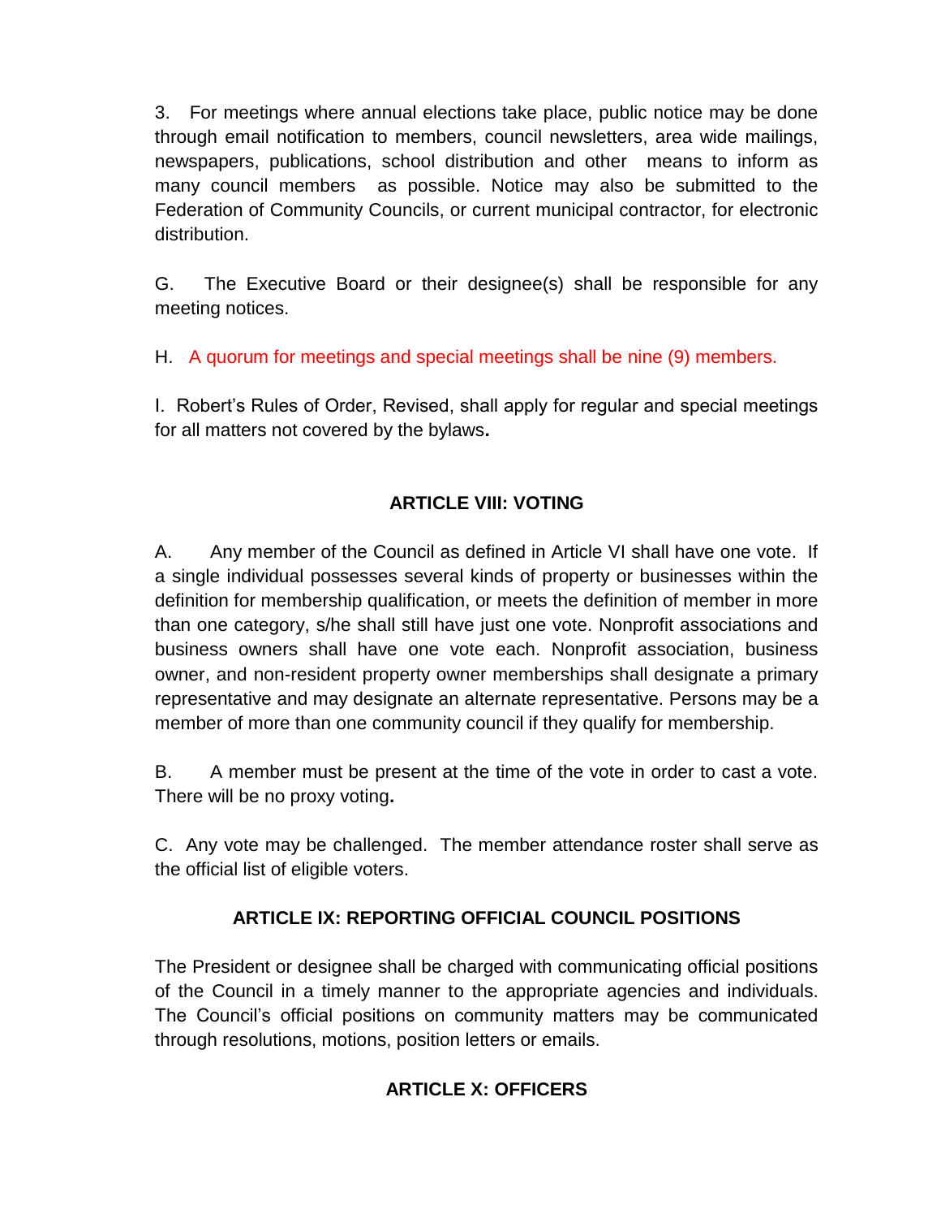3. For meetings where annual elections take place, public notice may be done through email notification to members, council newsletters, area wide mailings, newspapers, publications, school distribution and other means to inform as many council members as possible. Notice may also be submitted to the Federation of Community Councils, or current municipal contractor, for electronic distribution.

G. The Executive Board or their designee(s) shall be responsible for any meeting notices.

H. A quorum for meetings and special meetings shall be nine (9) members.

I. Robert's Rules of Order, Revised, shall apply for regular and special meetings for all matters not covered by the bylaws**.**

## ARTICLE VIII: VOTING

A. Any member of the Council as defined in Article VI shall have one vote. If a single individual possesses several kinds of property or businesses within the definition for membership qualification, or meets the definition of member in more than one category, s/he shall still have just one vote. Nonprofit associations and business owners shall have one vote each. Nonprofit association, business owner, and non-resident property owner memberships shall designate a primary representative and may designate an alternate representative. Persons may be a member of more than one community council if they qualify for membership.

B. A member must be present at the time of the vote in order to cast a vote. There will be no proxy voting**.**

C. Any vote may be challenged. The member attendance roster shall serve as the official list of eligible voters.

## ARTICLE IX: REPORTING OFFICIAL COUNCIL POSITIONS

The President or designee shall be charged with communicating official positions of the Council in a timely manner to the appropriate agencies and individuals. The Council's official positions on community matters may be communicated through resolutions, motions, position letters or emails.

## ARTICLE X: OFFICERS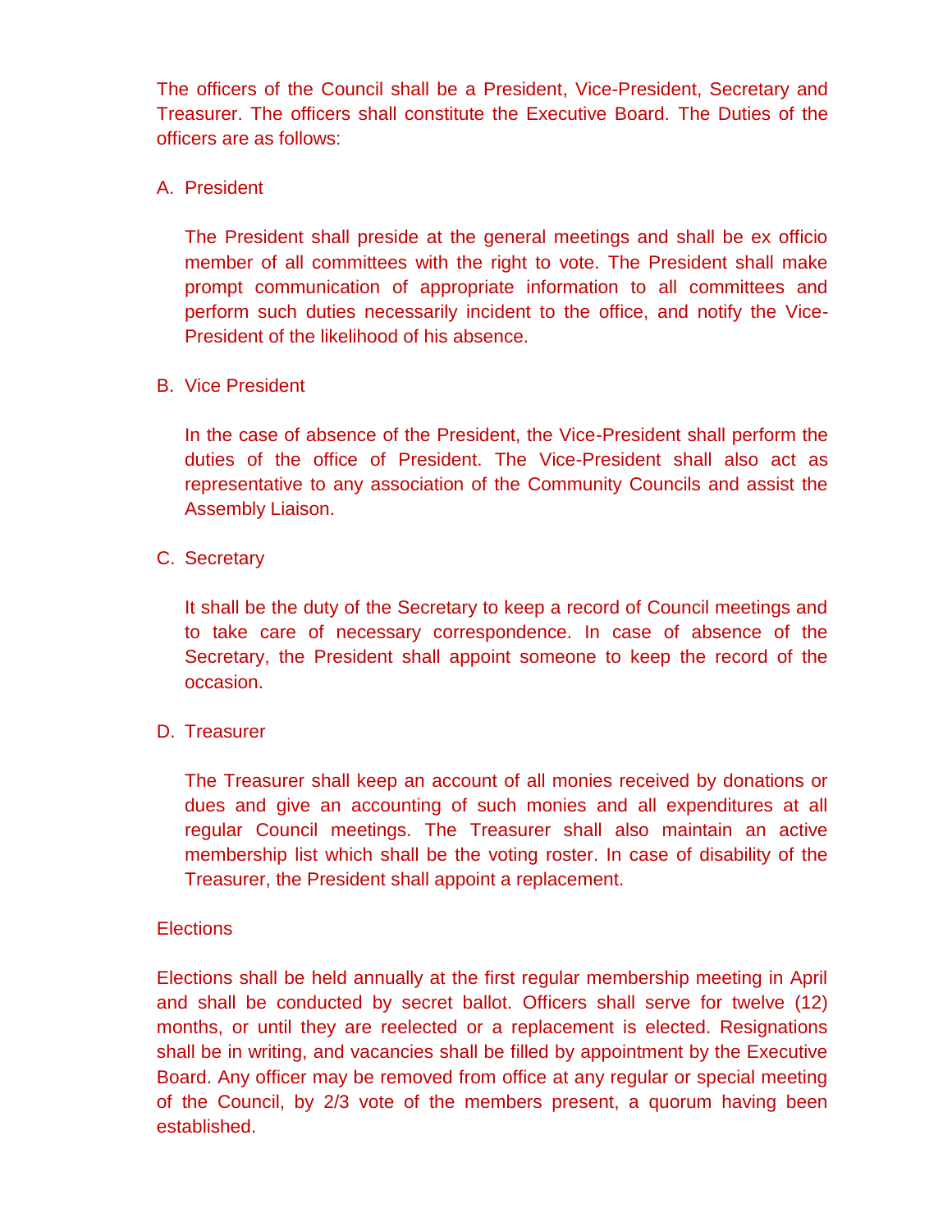The officers of the Council shall be a President, Vice-President, Secretary and Treasurer. The officers shall constitute the Executive Board. The Duties of the officers are as follows:

A. President

   The President shall preside at the general meetings and shall be ex officio member of all committees with the right to vote. The President shall make prompt communication of appropriate information to all committees and perform such duties necessarily incident to the office, and notify the Vice-President of the likelihood of his absence.

B. Vice President

   In the case of absence of the President, the Vice-President shall perform the duties of the office of President. The Vice-President shall also act as representative to any association of the Community Councils and assist the Assembly Liaison.

C. Secretary

   It shall be the duty of the Secretary to keep a record of Council meetings and to take care of necessary correspondence. In case of absence of the Secretary, the President shall appoint someone to keep the record of the occasion.

D. Treasurer

   The Treasurer shall keep an account of all monies received by donations or dues and give an accounting of such monies and all expenditures at all regular Council meetings. The Treasurer shall also maintain an active membership list which shall be the voting roster. In case of disability of the Treasurer, the President shall appoint a replacement.

Elections

Elections shall be held annually at the first regular membership meeting in April and shall be conducted by secret ballot. Officers shall serve for twelve (12) months, or until they are reelected or a replacement is elected. Resignations shall be in writing, and vacancies shall be filled by appointment by the Executive Board. Any officer may be removed from office at any regular or special meeting of the Council, by 2/3 vote of the members present, a quorum having been established.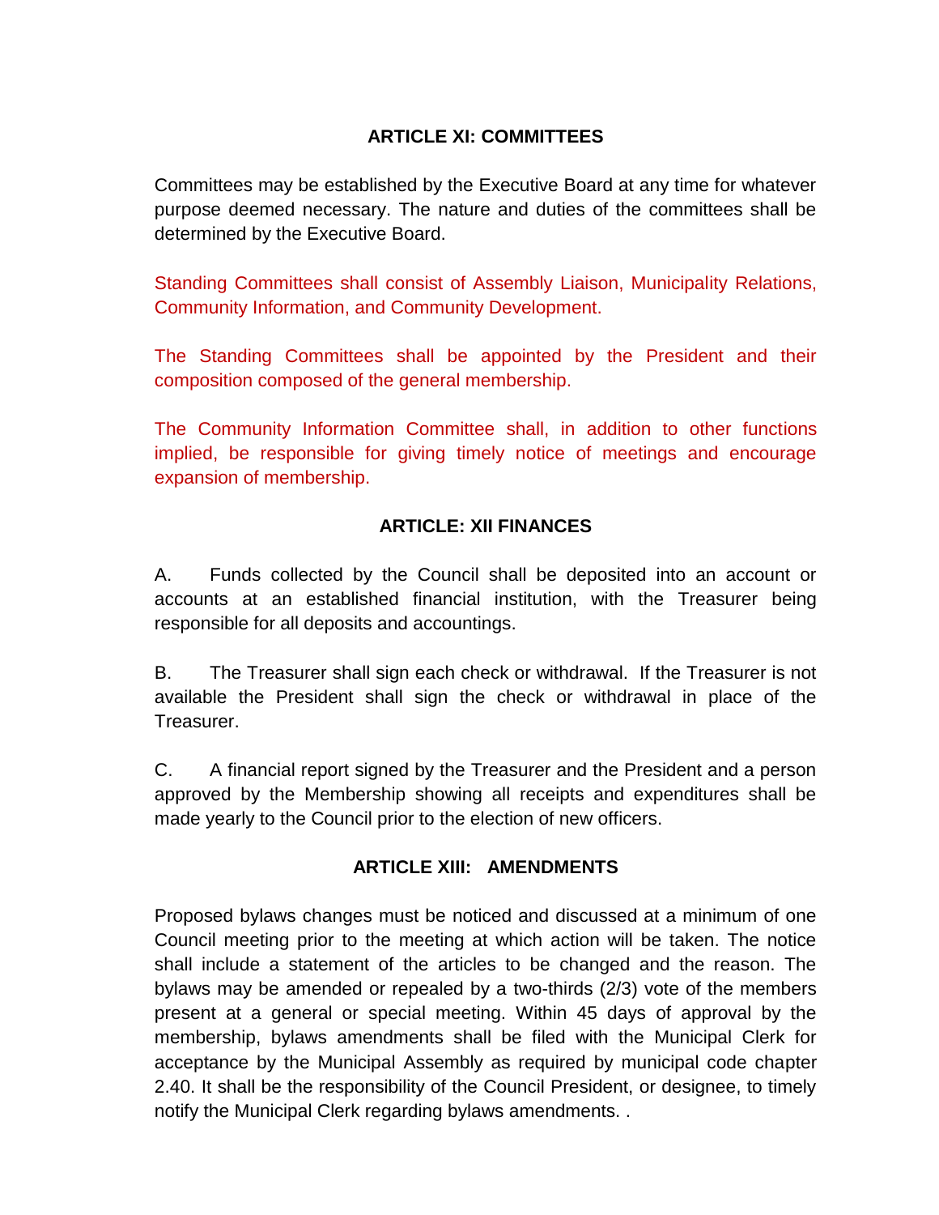## ARTICLE XI: COMMITTEES

Committees may be established by the Executive Board at any time for whatever purpose deemed necessary. The nature and duties of the committees shall be determined by the Executive Board.

Standing Committees shall consist of Assembly Liaison, Municipality Relations, Community Information, and Community Development.

The Standing Committees shall be appointed by the President and their composition composed of the general membership.

The Community Information Committee shall, in addition to other functions implied, be responsible for giving timely notice of meetings and encourage expansion of membership.

## ARTICLE: XII FINANCES

A. Funds collected by the Council shall be deposited into an account or accounts at an established financial institution, with the Treasurer being responsible for all deposits and accountings.

B. The Treasurer shall sign each check or withdrawal. If the Treasurer is not available the President shall sign the check or withdrawal in place of the Treasurer.

C. A financial report signed by the Treasurer and the President and a person approved by the Membership showing all receipts and expenditures shall be made yearly to the Council prior to the election of new officers.

## ARTICLE XIII: AMENDMENTS

Proposed bylaws changes must be noticed and discussed at a minimum of one Council meeting prior to the meeting at which action will be taken. The notice shall include a statement of the articles to be changed and the reason. The bylaws may be amended or repealed by a two-thirds (2/3) vote of the members present at a general or special meeting. Within 45 days of approval by the membership, bylaws amendments shall be filed with the Municipal Clerk for acceptance by the Municipal Assembly as required by municipal code chapter 2.40. It shall be the responsibility of the Council President, or designee, to timely notify the Municipal Clerk regarding bylaws amendments. .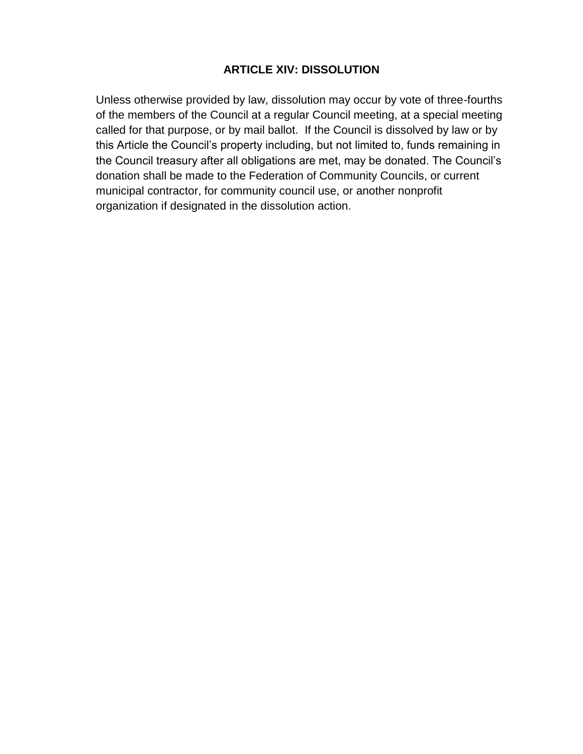## ARTICLE XIV: DISSOLUTION

Unless otherwise provided by law, dissolution may occur by vote of three-fourths of the members of the Council at a regular Council meeting, at a special meeting called for that purpose, or by mail ballot. If the Council is dissolved by law or by this Article the Council's property including, but not limited to, funds remaining in the Council treasury after all obligations are met, may be donated. The Council's donation shall be made to the Federation of Community Councils, or current municipal contractor, for community council use, or another nonprofit organization if designated in the dissolution action.